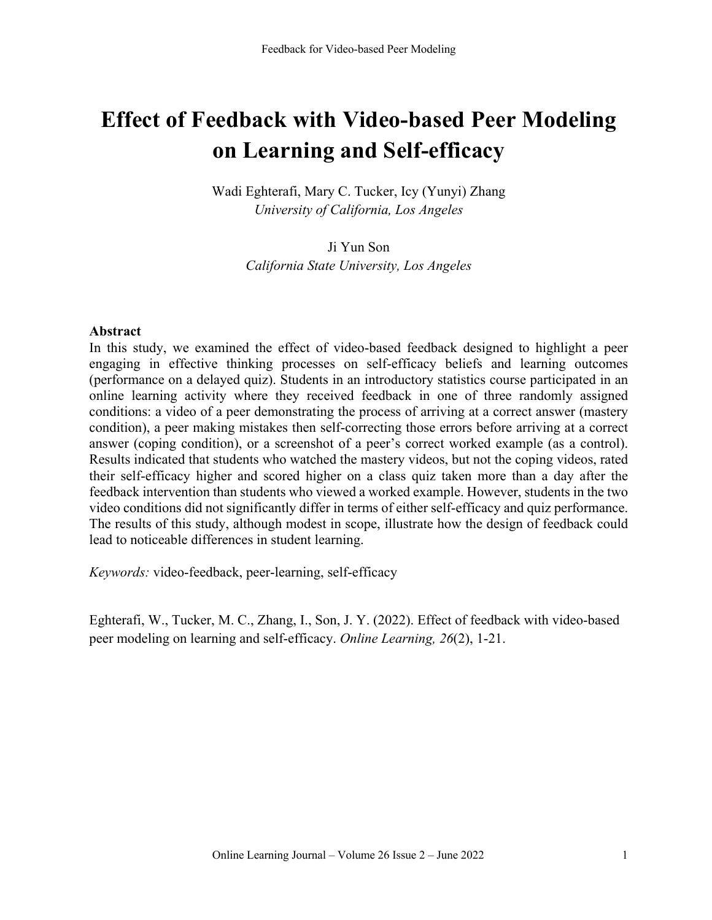# Effect of Feedback with Video-based Peer Modeling on Learning and Self-efficacy

Wadi Eghterafi, Mary C. Tucker, Icy (Yunyi) Zhang
*University of California, Los Angeles*

Ji Yun Son
*California State University, Los Angeles*

**Abstract**

In this study, we examined the effect of video-based feedback designed to highlight a peer engaging in effective thinking processes on self-efficacy beliefs and learning outcomes (performance on a delayed quiz). Students in an introductory statistics course participated in an online learning activity where they received feedback in one of three randomly assigned conditions: a video of a peer demonstrating the process of arriving at a correct answer (mastery condition), a peer making mistakes then self-correcting those errors before arriving at a correct answer (coping condition), or a screenshot of a peer's correct worked example (as a control). Results indicated that students who watched the mastery videos, but not the coping videos, rated their self-efficacy higher and scored higher on a class quiz taken more than a day after the feedback intervention than students who viewed a worked example. However, students in the two video conditions did not significantly differ in terms of either self-efficacy and quiz performance. The results of this study, although modest in scope, illustrate how the design of feedback could lead to noticeable differences in student learning.

*Keywords:* video-feedback, peer-learning, self-efficacy

Eghterafi, W., Tucker, M. C., Zhang, I., Son, J. Y. (2022). Effect of feedback with video-based peer modeling on learning and self-efficacy. *Online Learning, 26*(2), 1-21.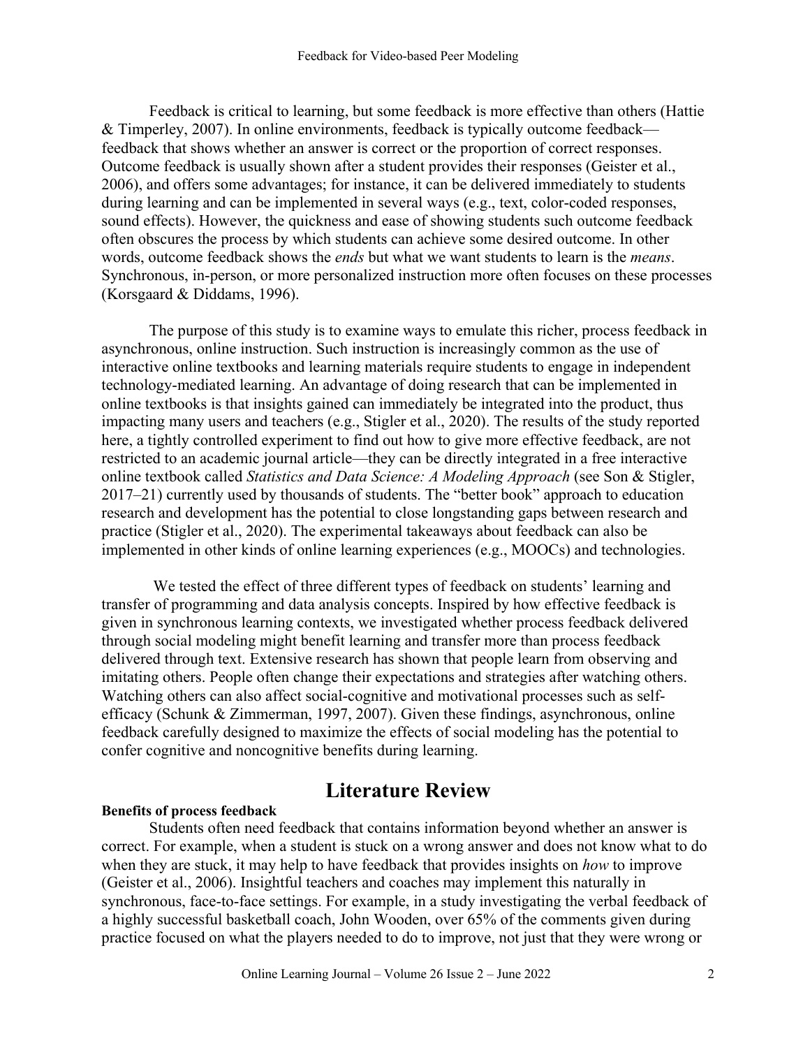Feedback is critical to learning, but some feedback is more effective than others (Hattie & Timperley, 2007). In online environments, feedback is typically outcome feedback—feedback that shows whether an answer is correct or the proportion of correct responses. Outcome feedback is usually shown after a student provides their responses (Geister et al., 2006), and offers some advantages; for instance, it can be delivered immediately to students during learning and can be implemented in several ways (e.g., text, color-coded responses, sound effects). However, the quickness and ease of showing students such outcome feedback often obscures the process by which students can achieve some desired outcome. In other words, outcome feedback shows the *ends* but what we want students to learn is the *means*. Synchronous, in-person, or more personalized instruction more often focuses on these processes (Korsgaard & Diddams, 1996).

The purpose of this study is to examine ways to emulate this richer, process feedback in asynchronous, online instruction. Such instruction is increasingly common as the use of interactive online textbooks and learning materials require students to engage in independent technology-mediated learning. An advantage of doing research that can be implemented in online textbooks is that insights gained can immediately be integrated into the product, thus impacting many users and teachers (e.g., Stigler et al., 2020). The results of the study reported here, a tightly controlled experiment to find out how to give more effective feedback, are not restricted to an academic journal article—they can be directly integrated in a free interactive online textbook called *Statistics and Data Science: A Modeling Approach* (see Son & Stigler, 2017–21) currently used by thousands of students. The "better book" approach to education research and development has the potential to close longstanding gaps between research and practice (Stigler et al., 2020). The experimental takeaways about feedback can also be implemented in other kinds of online learning experiences (e.g., MOOCs) and technologies.

We tested the effect of three different types of feedback on students' learning and transfer of programming and data analysis concepts. Inspired by how effective feedback is given in synchronous learning contexts, we investigated whether process feedback delivered through social modeling might benefit learning and transfer more than process feedback delivered through text. Extensive research has shown that people learn from observing and imitating others. People often change their expectations and strategies after watching others. Watching others can also affect social-cognitive and motivational processes such as self-efficacy (Schunk & Zimmerman, 1997, 2007). Given these findings, asynchronous, online feedback carefully designed to maximize the effects of social modeling has the potential to confer cognitive and noncognitive benefits during learning.

# Literature Review

**Benefits of process feedback**

Students often need feedback that contains information beyond whether an answer is correct. For example, when a student is stuck on a wrong answer and does not know what to do when they are stuck, it may help to have feedback that provides insights on *how* to improve (Geister et al., 2006). Insightful teachers and coaches may implement this naturally in synchronous, face-to-face settings. For example, in a study investigating the verbal feedback of a highly successful basketball coach, John Wooden, over 65% of the comments given during practice focused on what the players needed to do to improve, not just that they were wrong or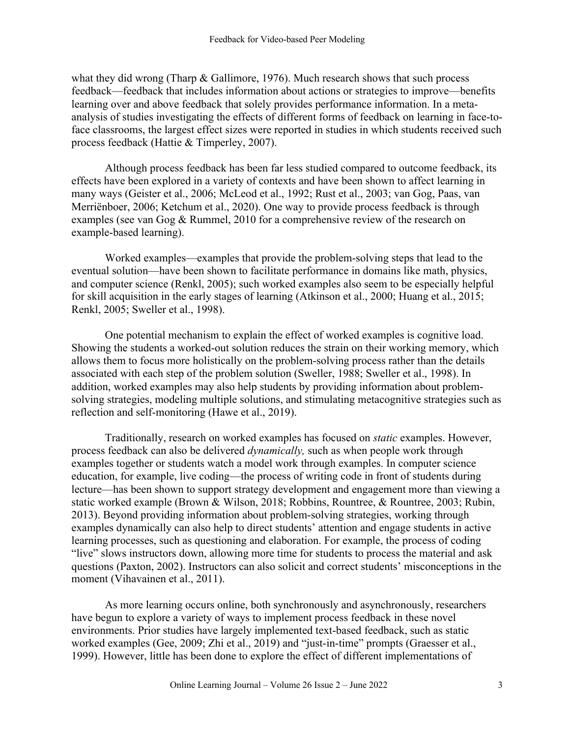what they did wrong (Tharp & Gallimore, 1976). Much research shows that such process feedback—feedback that includes information about actions or strategies to improve—benefits learning over and above feedback that solely provides performance information. In a meta-analysis of studies investigating the effects of different forms of feedback on learning in face-to-face classrooms, the largest effect sizes were reported in studies in which students received such process feedback (Hattie & Timperley, 2007).

Although process feedback has been far less studied compared to outcome feedback, its effects have been explored in a variety of contexts and have been shown to affect learning in many ways (Geister et al., 2006; McLeod et al., 1992; Rust et al., 2003; van Gog, Paas, van Merriënboer, 2006; Ketchum et al., 2020). One way to provide process feedback is through examples (see van Gog & Rummel, 2010 for a comprehensive review of the research on example-based learning).

Worked examples—examples that provide the problem-solving steps that lead to the eventual solution—have been shown to facilitate performance in domains like math, physics, and computer science (Renkl, 2005); such worked examples also seem to be especially helpful for skill acquisition in the early stages of learning (Atkinson et al., 2000; Huang et al., 2015; Renkl, 2005; Sweller et al., 1998).

One potential mechanism to explain the effect of worked examples is cognitive load. Showing the students a worked-out solution reduces the strain on their working memory, which allows them to focus more holistically on the problem-solving process rather than the details associated with each step of the problem solution (Sweller, 1988; Sweller et al., 1998). In addition, worked examples may also help students by providing information about problem-solving strategies, modeling multiple solutions, and stimulating metacognitive strategies such as reflection and self-monitoring (Hawe et al., 2019).

Traditionally, research on worked examples has focused on *static* examples. However, process feedback can also be delivered *dynamically,* such as when people work through examples together or students watch a model work through examples. In computer science education, for example, live coding—the process of writing code in front of students during lecture—has been shown to support strategy development and engagement more than viewing a static worked example (Brown & Wilson, 2018; Robbins, Rountree, & Rountree, 2003; Rubin, 2013). Beyond providing information about problem-solving strategies, working through examples dynamically can also help to direct students' attention and engage students in active learning processes, such as questioning and elaboration. For example, the process of coding "live" slows instructors down, allowing more time for students to process the material and ask questions (Paxton, 2002). Instructors can also solicit and correct students' misconceptions in the moment (Vihavainen et al., 2011).

As more learning occurs online, both synchronously and asynchronously, researchers have begun to explore a variety of ways to implement process feedback in these novel environments. Prior studies have largely implemented text-based feedback, such as static worked examples (Gee, 2009; Zhi et al., 2019) and "just-in-time" prompts (Graesser et al., 1999). However, little has been done to explore the effect of different implementations of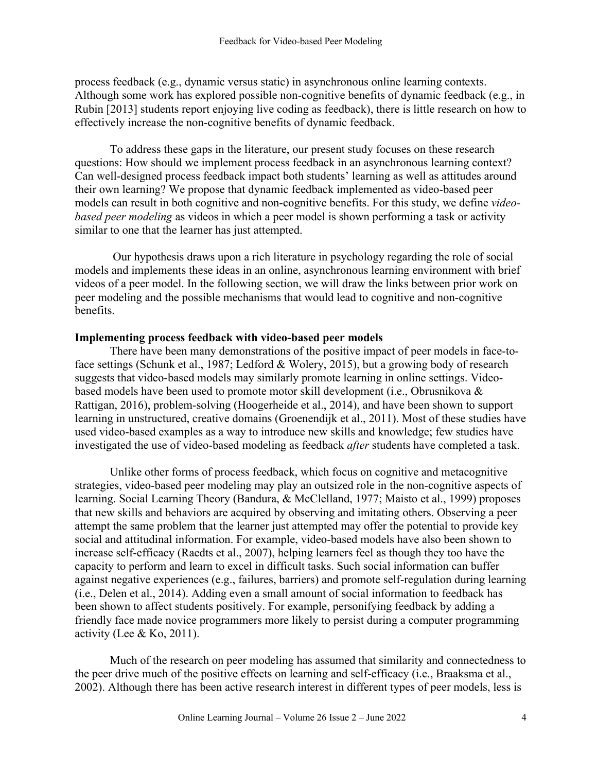process feedback (e.g., dynamic versus static) in asynchronous online learning contexts. Although some work has explored possible non-cognitive benefits of dynamic feedback (e.g., in Rubin [2013] students report enjoying live coding as feedback), there is little research on how to effectively increase the non-cognitive benefits of dynamic feedback.

To address these gaps in the literature, our present study focuses on these research questions: How should we implement process feedback in an asynchronous learning context? Can well-designed process feedback impact both students' learning as well as attitudes around their own learning? We propose that dynamic feedback implemented as video-based peer models can result in both cognitive and non-cognitive benefits. For this study, we define *video-based peer modeling* as videos in which a peer model is shown performing a task or activity similar to one that the learner has just attempted.

Our hypothesis draws upon a rich literature in psychology regarding the role of social models and implements these ideas in an online, asynchronous learning environment with brief videos of a peer model. In the following section, we will draw the links between prior work on peer modeling and the possible mechanisms that would lead to cognitive and non-cognitive benefits.

### Implementing process feedback with video-based peer models

There have been many demonstrations of the positive impact of peer models in face-to-face settings (Schunk et al., 1987; Ledford & Wolery, 2015), but a growing body of research suggests that video-based models may similarly promote learning in online settings. Video-based models have been used to promote motor skill development (i.e., Obrusnikova & Rattigan, 2016), problem-solving (Hoogerheide et al., 2014), and have been shown to support learning in unstructured, creative domains (Groenendijk et al., 2011). Most of these studies have used video-based examples as a way to introduce new skills and knowledge; few studies have investigated the use of video-based modeling as feedback *after* students have completed a task.

Unlike other forms of process feedback, which focus on cognitive and metacognitive strategies, video-based peer modeling may play an outsized role in the non-cognitive aspects of learning. Social Learning Theory (Bandura, & McClelland, 1977; Maisto et al., 1999) proposes that new skills and behaviors are acquired by observing and imitating others. Observing a peer attempt the same problem that the learner just attempted may offer the potential to provide key social and attitudinal information. For example, video-based models have also been shown to increase self-efficacy (Raedts et al., 2007), helping learners feel as though they too have the capacity to perform and learn to excel in difficult tasks. Such social information can buffer against negative experiences (e.g., failures, barriers) and promote self-regulation during learning (i.e., Delen et al., 2014). Adding even a small amount of social information to feedback has been shown to affect students positively. For example, personifying feedback by adding a friendly face made novice programmers more likely to persist during a computer programming activity (Lee & Ko, 2011).

Much of the research on peer modeling has assumed that similarity and connectedness to the peer drive much of the positive effects on learning and self-efficacy (i.e., Braaksma et al., 2002). Although there has been active research interest in different types of peer models, less is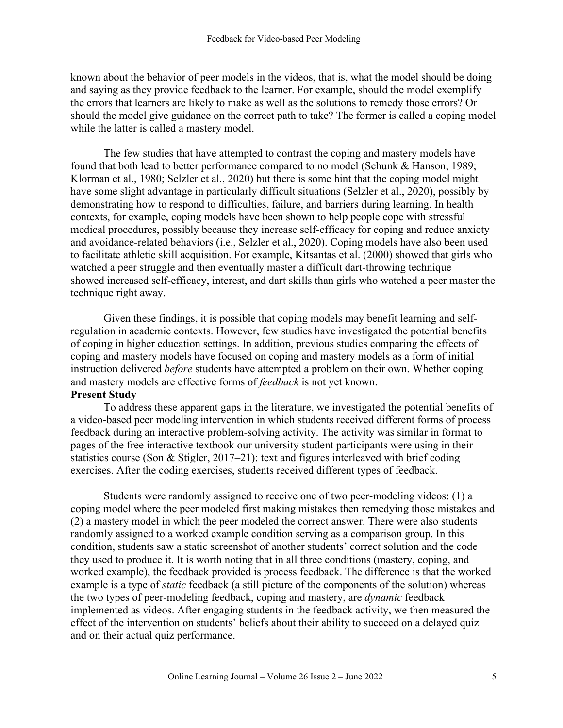known about the behavior of peer models in the videos, that is, what the model should be doing and saying as they provide feedback to the learner. For example, should the model exemplify the errors that learners are likely to make as well as the solutions to remedy those errors? Or should the model give guidance on the correct path to take? The former is called a coping model while the latter is called a mastery model.

The few studies that have attempted to contrast the coping and mastery models have found that both lead to better performance compared to no model (Schunk & Hanson, 1989; Klorman et al., 1980; Selzler et al., 2020) but there is some hint that the coping model might have some slight advantage in particularly difficult situations (Selzler et al., 2020), possibly by demonstrating how to respond to difficulties, failure, and barriers during learning. In health contexts, for example, coping models have been shown to help people cope with stressful medical procedures, possibly because they increase self-efficacy for coping and reduce anxiety and avoidance-related behaviors (i.e., Selzler et al., 2020). Coping models have also been used to facilitate athletic skill acquisition. For example, Kitsantas et al. (2000) showed that girls who watched a peer struggle and then eventually master a difficult dart-throwing technique showed increased self-efficacy, interest, and dart skills than girls who watched a peer master the technique right away.

Given these findings, it is possible that coping models may benefit learning and self-regulation in academic contexts. However, few studies have investigated the potential benefits of coping in higher education settings. In addition, previous studies comparing the effects of coping and mastery models have focused on coping and mastery models as a form of initial instruction delivered *before* students have attempted a problem on their own. Whether coping and mastery models are effective forms of *feedback* is not yet known.

**Present Study**

To address these apparent gaps in the literature, we investigated the potential benefits of a video-based peer modeling intervention in which students received different forms of process feedback during an interactive problem-solving activity. The activity was similar in format to pages of the free interactive textbook our university student participants were using in their statistics course (Son & Stigler, 2017–21): text and figures interleaved with brief coding exercises. After the coding exercises, students received different types of feedback.

Students were randomly assigned to receive one of two peer-modeling videos: (1) a coping model where the peer modeled first making mistakes then remedying those mistakes and (2) a mastery model in which the peer modeled the correct answer. There were also students randomly assigned to a worked example condition serving as a comparison group. In this condition, students saw a static screenshot of another students' correct solution and the code they used to produce it. It is worth noting that in all three conditions (mastery, coping, and worked example), the feedback provided is process feedback. The difference is that the worked example is a type of *static* feedback (a still picture of the components of the solution) whereas the two types of peer-modeling feedback, coping and mastery, are *dynamic* feedback implemented as videos. After engaging students in the feedback activity, we then measured the effect of the intervention on students' beliefs about their ability to succeed on a delayed quiz and on their actual quiz performance.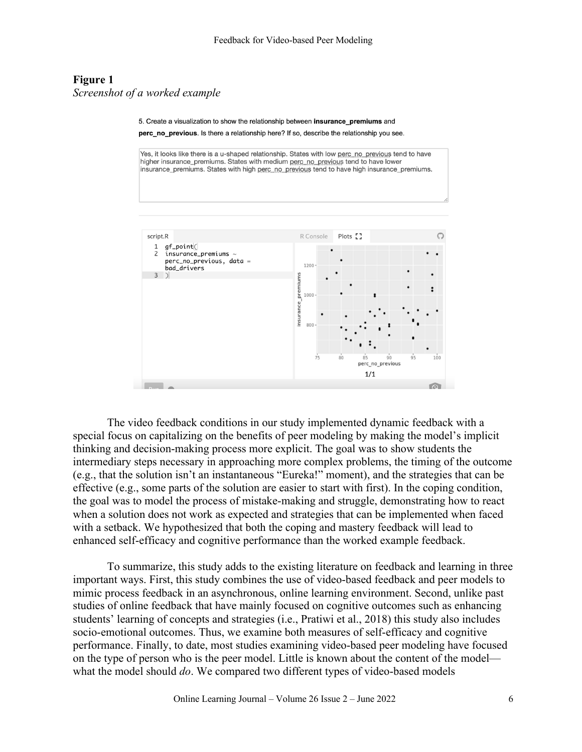**Figure 1**
*Screenshot of a worked example*

The video feedback conditions in our study implemented dynamic feedback with a special focus on capitalizing on the benefits of peer modeling by making the model's implicit thinking and decision-making process more explicit. The goal was to show students the intermediary steps necessary in approaching more complex problems, the timing of the outcome (e.g., that the solution isn't an instantaneous "Eureka!" moment), and the strategies that can be effective (e.g., some parts of the solution are easier to start with first). In the coping condition, the goal was to model the process of mistake-making and struggle, demonstrating how to react when a solution does not work as expected and strategies that can be implemented when faced with a setback. We hypothesized that both the coping and mastery feedback will lead to enhanced self-efficacy and cognitive performance than the worked example feedback.

To summarize, this study adds to the existing literature on feedback and learning in three important ways. First, this study combines the use of video-based feedback and peer models to mimic process feedback in an asynchronous, online learning environment. Second, unlike past studies of online feedback that have mainly focused on cognitive outcomes such as enhancing students' learning of concepts and strategies (i.e., Pratiwi et al., 2018) this study also includes socio-emotional outcomes. Thus, we examine both measures of self-efficacy and cognitive performance. Finally, to date, most studies examining video-based peer modeling have focused on the type of person who is the peer model. Little is known about the content of the model—what the model should *do*. We compared two different types of video-based models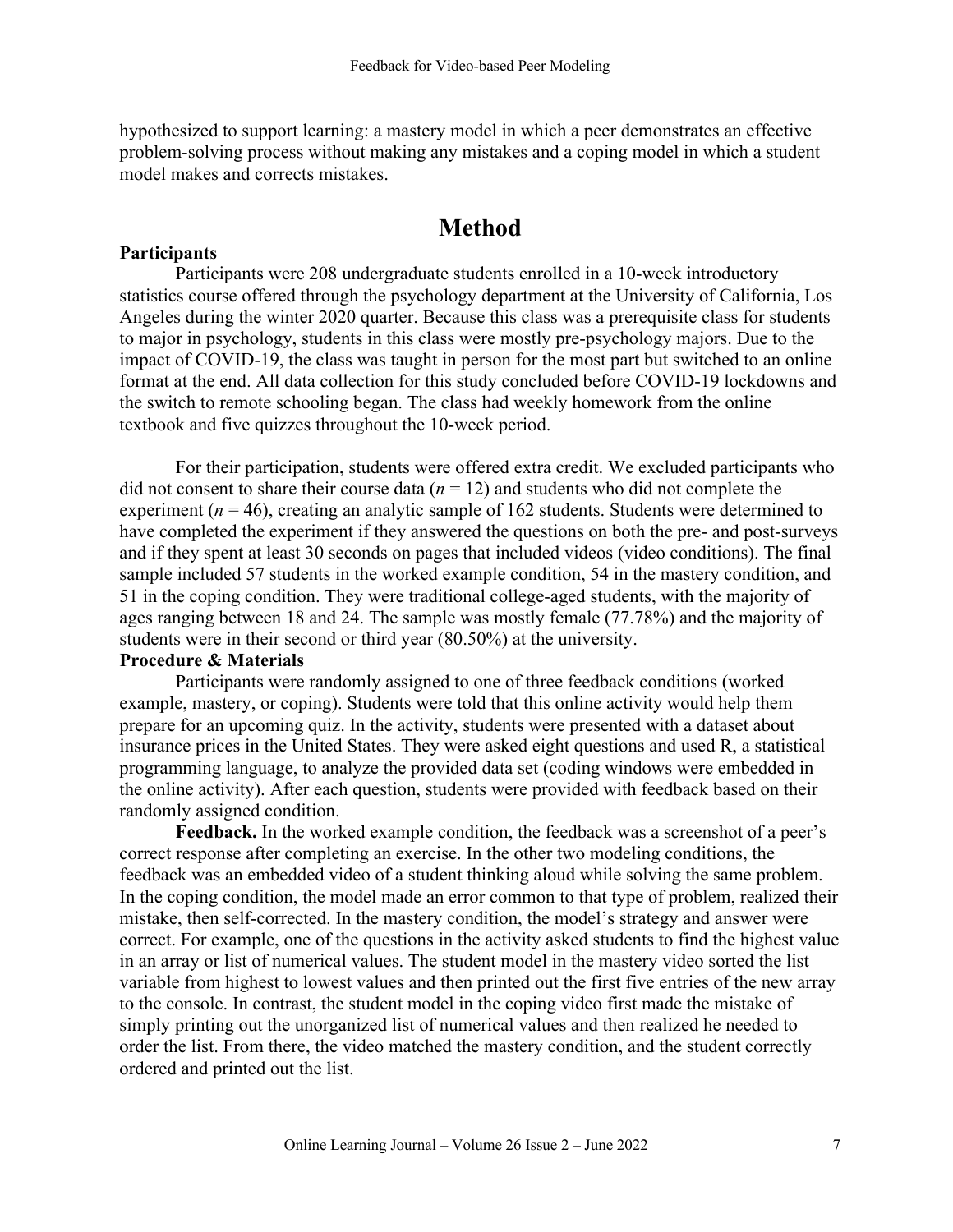hypothesized to support learning: a mastery model in which a peer demonstrates an effective problem-solving process without making any mistakes and a coping model in which a student model makes and corrects mistakes.

# Method

### Participants

Participants were 208 undergraduate students enrolled in a 10-week introductory statistics course offered through the psychology department at the University of California, Los Angeles during the winter 2020 quarter. Because this class was a prerequisite class for students to major in psychology, students in this class were mostly pre-psychology majors. Due to the impact of COVID-19, the class was taught in person for the most part but switched to an online format at the end. All data collection for this study concluded before COVID-19 lockdowns and the switch to remote schooling began. The class had weekly homework from the online textbook and five quizzes throughout the 10-week period.

For their participation, students were offered extra credit. We excluded participants who did not consent to share their course data ($n = 12$) and students who did not complete the experiment ($n = 46$), creating an analytic sample of 162 students. Students were determined to have completed the experiment if they answered the questions on both the pre- and post-surveys and if they spent at least 30 seconds on pages that included videos (video conditions). The final sample included 57 students in the worked example condition, 54 in the mastery condition, and 51 in the coping condition. They were traditional college-aged students, with the majority of ages ranging between 18 and 24. The sample was mostly female (77.78%) and the majority of students were in their second or third year (80.50%) at the university.

### Procedure & Materials

Participants were randomly assigned to one of three feedback conditions (worked example, mastery, or coping). Students were told that this online activity would help them prepare for an upcoming quiz. In the activity, students were presented with a dataset about insurance prices in the United States. They were asked eight questions and used R, a statistical programming language, to analyze the provided data set (coding windows were embedded in the online activity). After each question, students were provided with feedback based on their randomly assigned condition.

**Feedback.** In the worked example condition, the feedback was a screenshot of a peer's correct response after completing an exercise. In the other two modeling conditions, the feedback was an embedded video of a student thinking aloud while solving the same problem. In the coping condition, the model made an error common to that type of problem, realized their mistake, then self-corrected. In the mastery condition, the model's strategy and answer were correct. For example, one of the questions in the activity asked students to find the highest value in an array or list of numerical values. The student model in the mastery video sorted the list variable from highest to lowest values and then printed out the first five entries of the new array to the console. In contrast, the student model in the coping video first made the mistake of simply printing out the unorganized list of numerical values and then realized he needed to order the list. From there, the video matched the mastery condition, and the student correctly ordered and printed out the list.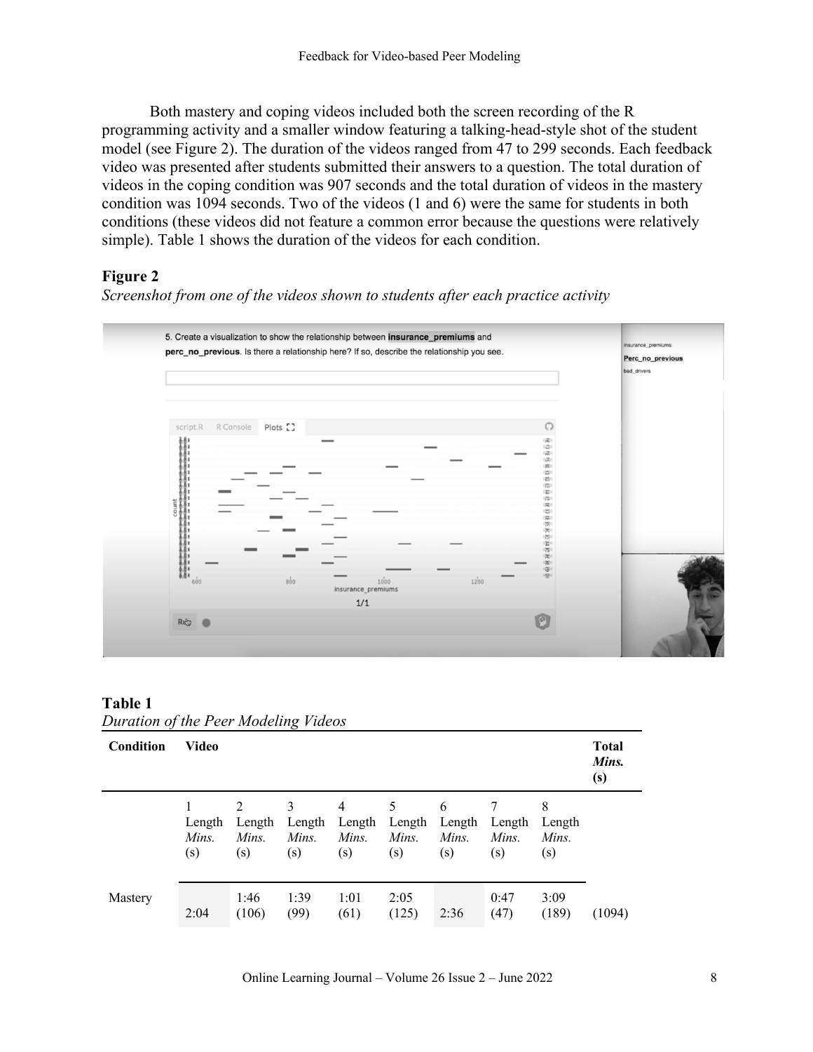Both mastery and coping videos included both the screen recording of the R programming activity and a smaller window featuring a talking-head-style shot of the student model (see Figure 2). The duration of the videos ranged from 47 to 299 seconds. Each feedback video was presented after students submitted their answers to a question. The total duration of videos in the coping condition was 907 seconds and the total duration of videos in the mastery condition was 1094 seconds. Two of the videos (1 and 6) were the same for students in both conditions (these videos did not feature a common error because the questions were relatively simple). Table 1 shows the duration of the videos for each condition.

**Figure 2**

*Screenshot from one of the videos shown to students after each practice activity*

**Table 1**

*Duration of the Peer Modeling Videos*

| **Condition** | **Video** | | | | | | | | **Total *Mins.* (s)** |
|---|---|---|---|---|---|---|---|---|---|
| | 1 Length *Mins.* (s) | 2 Length *Mins.* (s) | 3 Length *Mins.* (s) | 4 Length *Mins.* (s) | 5 Length *Mins.* (s) | 6 Length *Mins.* (s) | 7 Length *Mins.* (s) | 8 Length *Mins.* (s) | |
| Mastery | 2:04 | 1:46 (106) | 1:39 (99) | 1:01 (61) | 2:05 (125) | 2:36 | 0:47 (47) | 3:09 (189) | (1094) |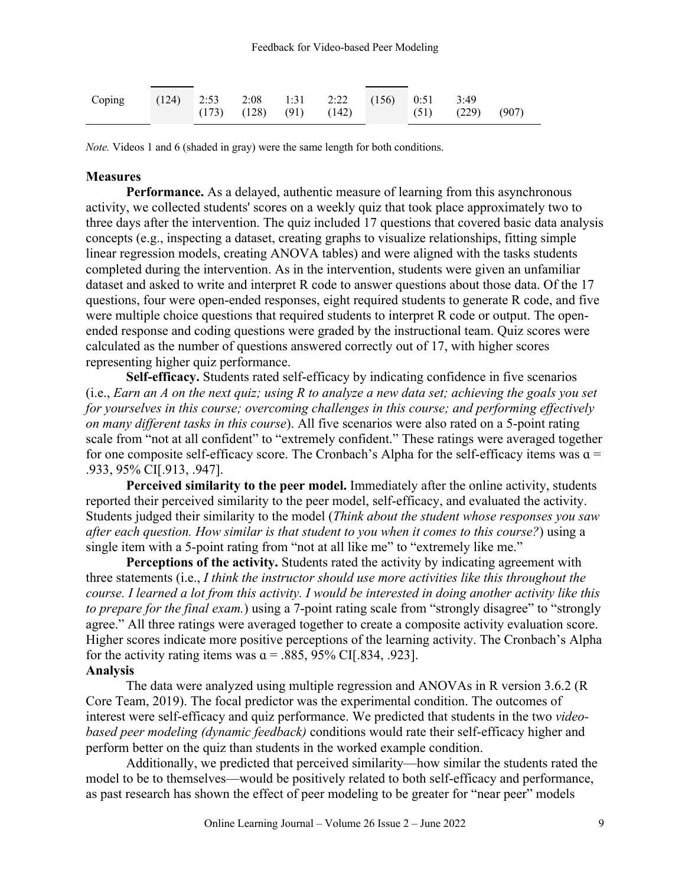| Coping | (124) | 2:53 (173) | 2:08 (128) | 1:31 (91) | 2:22 (142) | (156) | 0:51 (51) | 3:49 (229) | (907) |
|---|---|---|---|---|---|---|---|---|---|

*Note.* Videos 1 and 6 (shaded in gray) were the same length for both conditions.

### Measures

**Performance.** As a delayed, authentic measure of learning from this asynchronous activity, we collected students' scores on a weekly quiz that took place approximately two to three days after the intervention. The quiz included 17 questions that covered basic data analysis concepts (e.g., inspecting a dataset, creating graphs to visualize relationships, fitting simple linear regression models, creating ANOVA tables) and were aligned with the tasks students completed during the intervention. As in the intervention, students were given an unfamiliar dataset and asked to write and interpret R code to answer questions about those data. Of the 17 questions, four were open-ended responses, eight required students to generate R code, and five were multiple choice questions that required students to interpret R code or output. The open-ended response and coding questions were graded by the instructional team. Quiz scores were calculated as the number of questions answered correctly out of 17, with higher scores representing higher quiz performance.

**Self-efficacy.** Students rated self-efficacy by indicating confidence in five scenarios (i.e., *Earn an A on the next quiz; using R to analyze a new data set; achieving the goals you set for yourselves in this course; overcoming challenges in this course; and performing effectively on many different tasks in this course*). All five scenarios were also rated on a 5-point rating scale from "not at all confident" to "extremely confident." These ratings were averaged together for one composite self-efficacy score. The Cronbach's Alpha for the self-efficacy items was $\alpha = .933$, 95% CI[.913, .947].

**Perceived similarity to the peer model.** Immediately after the online activity, students reported their perceived similarity to the peer model, self-efficacy, and evaluated the activity. Students judged their similarity to the model (*Think about the student whose responses you saw after each question. How similar is that student to you when it comes to this course?*) using a single item with a 5-point rating from "not at all like me" to "extremely like me."

**Perceptions of the activity.** Students rated the activity by indicating agreement with three statements (i.e., *I think the instructor should use more activities like this throughout the course. I learned a lot from this activity. I would be interested in doing another activity like this to prepare for the final exam.*) using a 7-point rating scale from "strongly disagree" to "strongly agree." All three ratings were averaged together to create a composite activity evaluation score. Higher scores indicate more positive perceptions of the learning activity. The Cronbach's Alpha for the activity rating items was $\alpha = .885$, 95% CI[.834, .923].

### Analysis

The data were analyzed using multiple regression and ANOVAs in R version 3.6.2 (R Core Team, 2019). The focal predictor was the experimental condition. The outcomes of interest were self-efficacy and quiz performance. We predicted that students in the two *video-based peer modeling (dynamic feedback)* conditions would rate their self-efficacy higher and perform better on the quiz than students in the worked example condition.

Additionally, we predicted that perceived similarity—how similar the students rated the model to be to themselves—would be positively related to both self-efficacy and performance, as past research has shown the effect of peer modeling to be greater for "near peer" models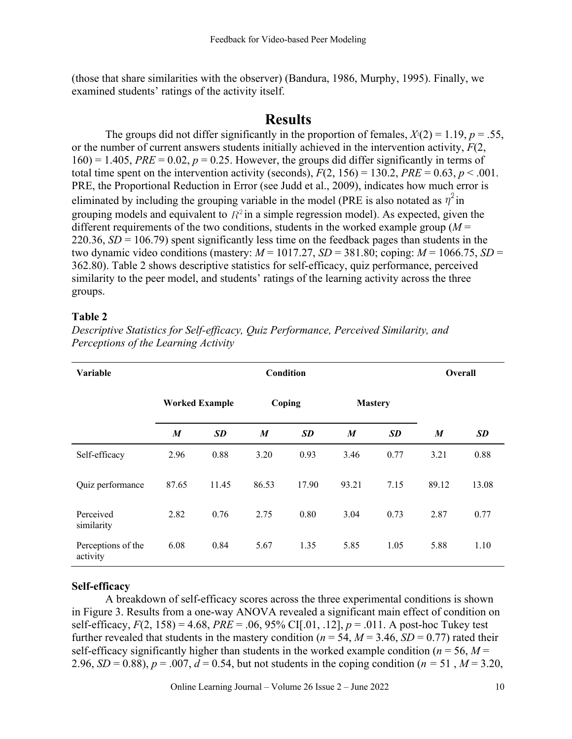(those that share similarities with the observer) (Bandura, 1986, Murphy, 1995). Finally, we examined students' ratings of the activity itself.

# Results

The groups did not differ significantly in the proportion of females, $X^2(2) = 1.19$, $p = .55$, or the number of current answers students initially achieved in the intervention activity, $F(2, 160) = 1.405$, $PRE = 0.02$, $p = 0.25$. However, the groups did differ significantly in terms of total time spent on the intervention activity (seconds), $F(2, 156) = 130.2$, $PRE = 0.63$, $p < .001$. PRE, the Proportional Reduction in Error (see Judd et al., 2009), indicates how much error is eliminated by including the grouping variable in the model (PRE is also notated as $\eta^2$ in grouping models and equivalent to $R^2$ in a simple regression model). As expected, given the different requirements of the two conditions, students in the worked example group ($M$ = 220.36, $SD$ = 106.79) spent significantly less time on the feedback pages than students in the two dynamic video conditions (mastery: $M$ = 1017.27, $SD$ = 381.80; coping: $M$ = 1066.75, $SD$ = 362.80). Table 2 shows descriptive statistics for self-efficacy, quiz performance, perceived similarity to the peer model, and students' ratings of the learning activity across the three groups.

**Table 2**

*Descriptive Statistics for Self-efficacy, Quiz Performance, Perceived Similarity, and Perceptions of the Learning Activity*

| Variable | Condition | | | | | | Overall | |
|---|---|---|---|---|---|---|---|---|
| | Worked Example | | Coping | | Mastery | | | |
| | ***M*** | ***SD*** | ***M*** | ***SD*** | ***M*** | ***SD*** | ***M*** | ***SD*** |
| Self-efficacy | 2.96 | 0.88 | 3.20 | 0.93 | 3.46 | 0.77 | 3.21 | 0.88 |
| Quiz performance | 87.65 | 11.45 | 86.53 | 17.90 | 93.21 | 7.15 | 89.12 | 13.08 |
| Perceived similarity | 2.82 | 0.76 | 2.75 | 0.80 | 3.04 | 0.73 | 2.87 | 0.77 |
| Perceptions of the activity | 6.08 | 0.84 | 5.67 | 1.35 | 5.85 | 1.05 | 5.88 | 1.10 |

## Self-efficacy

A breakdown of self-efficacy scores across the three experimental conditions is shown in Figure 3. Results from a one-way ANOVA revealed a significant main effect of condition on self-efficacy, $F(2, 158) = 4.68$, $PRE = .06$, 95% CI[.01, .12], $p = .011$. A post-hoc Tukey test further revealed that students in the mastery condition ($n$ = 54, $M$ = 3.46, $SD$ = 0.77) rated their self-efficacy significantly higher than students in the worked example condition ($n$ = 56, $M$ = 2.96, $SD$ = 0.88), $p = .007$, $d = 0.54$, but not students in the coping condition ($n$ = 51 , $M$ = 3.20,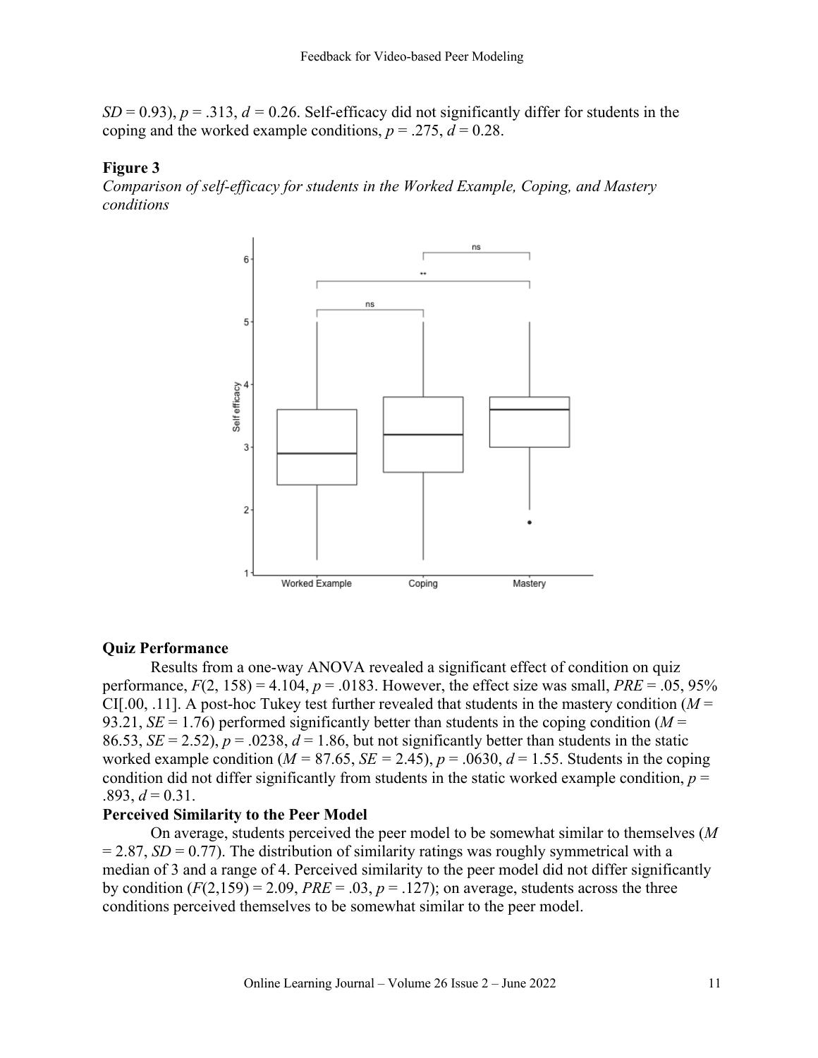$SD$ = 0.93), $p$ = .313, $d$ = 0.26. Self-efficacy did not significantly differ for students in the coping and the worked example conditions, $p$ = .275, $d$ = 0.28.

**Figure 3**

*Comparison of self-efficacy for students in the Worked Example, Coping, and Mastery conditions*

### Quiz Performance

Results from a one-way ANOVA revealed a significant effect of condition on quiz performance, $F(2, 158) = 4.104$, $p$ = .0183. However, the effect size was small, $PRE$ = .05, 95% CI[.00, .11]. A post-hoc Tukey test further revealed that students in the mastery condition ($M$ = 93.21, $SE$ = 1.76) performed significantly better than students in the coping condition ($M$ = 86.53, $SE$ = 2.52), $p$ = .0238, $d$ = 1.86, but not significantly better than students in the static worked example condition ($M$ = 87.65, $SE$ = 2.45), $p$ = .0630, $d$ = 1.55. Students in the coping condition did not differ significantly from students in the static worked example condition, $p$ = .893, $d$ = 0.31.

### Perceived Similarity to the Peer Model

On average, students perceived the peer model to be somewhat similar to themselves ($M$ = 2.87, $SD$ = 0.77). The distribution of similarity ratings was roughly symmetrical with a median of 3 and a range of 4. Perceived similarity to the peer model did not differ significantly by condition ($F(2,159) = 2.09$, $PRE$ = .03, $p$ = .127); on average, students across the three conditions perceived themselves to be somewhat similar to the peer model.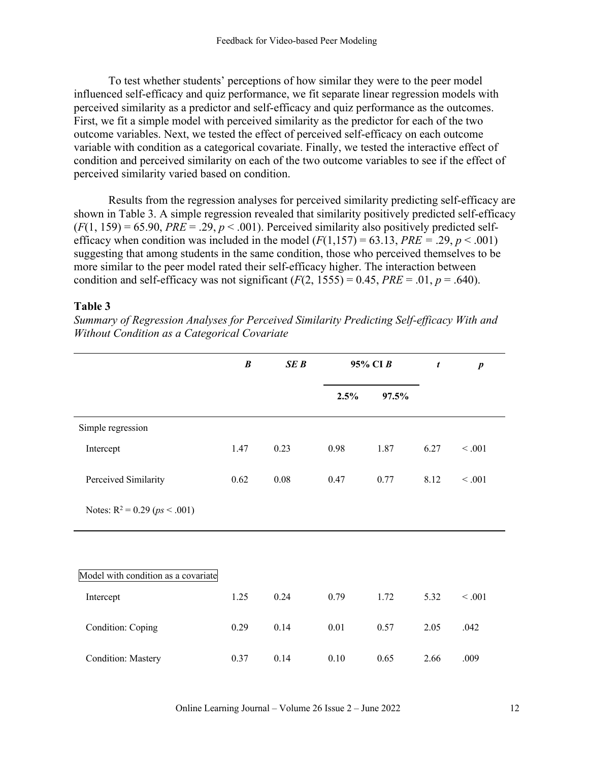To test whether students' perceptions of how similar they were to the peer model influenced self-efficacy and quiz performance, we fit separate linear regression models with perceived similarity as a predictor and self-efficacy and quiz performance as the outcomes. First, we fit a simple model with perceived similarity as the predictor for each of the two outcome variables. Next, we tested the effect of perceived self-efficacy on each outcome variable with condition as a categorical covariate. Finally, we tested the interactive effect of condition and perceived similarity on each of the two outcome variables to see if the effect of perceived similarity varied based on condition.

Results from the regression analyses for perceived similarity predicting self-efficacy are shown in Table 3. A simple regression revealed that similarity positively predicted self-efficacy ($F(1, 159) = 65.90$, $PRE = .29$, $p < .001$). Perceived similarity also positively predicted self-efficacy when condition was included in the model ($F(1,157) = 63.13$, $PRE = .29$, $p < .001$) suggesting that among students in the same condition, those who perceived themselves to be more similar to the peer model rated their self-efficacy higher. The interaction between condition and self-efficacy was not significant ($F(2, 1555) = 0.45$, $PRE = .01$, $p = .640$).

**Table 3**

*Summary of Regression Analyses for Perceived Similarity Predicting Self-efficacy With and Without Condition as a Categorical Covariate*

| | ***B*** | ***SE B*** | **95% CI *B*** | | ***t*** | ***p*** |
|---|---|---|---|---|---|---|
| | | | **2.5%** | **97.5%** | | |
| Simple regression | | | | | | |
| Intercept | 1.47 | 0.23 | 0.98 | 1.87 | 6.27 | < .001 |
| Perceived Similarity | 0.62 | 0.08 | 0.47 | 0.77 | 8.12 | < .001 |
| Notes: $R^2 = 0.29$ (*ps* < .001) | | | | | | |
| Model with condition as a covariate | | | | | | |
| Intercept | 1.25 | 0.24 | 0.79 | 1.72 | 5.32 | < .001 |
| Condition: Coping | 0.29 | 0.14 | 0.01 | 0.57 | 2.05 | .042 |
| Condition: Mastery | 0.37 | 0.14 | 0.10 | 0.65 | 2.66 | .009 |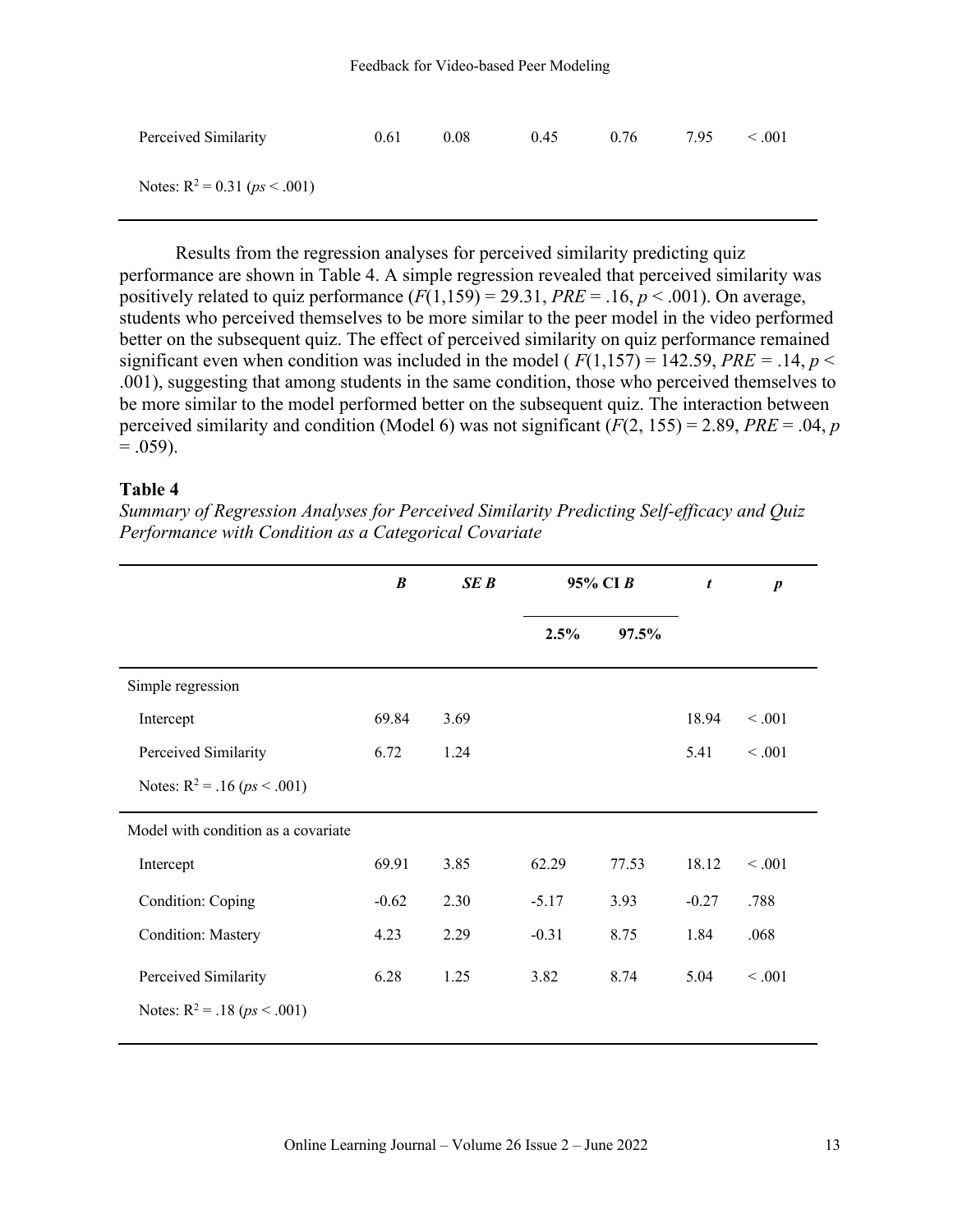| | | | | | | |
|---|---|---|---|---|---|---|
| Perceived Similarity | 0.61 | 0.08 | 0.45 | 0.76 | 7.95 | < .001 |
| Notes: $R^2 = 0.31$ (*ps* < .001) | | | | | | |

Results from the regression analyses for perceived similarity predicting quiz performance are shown in Table 4. A simple regression revealed that perceived similarity was positively related to quiz performance ($F(1,159) = 29.31$, $PRE = .16$, $p < .001$). On average, students who perceived themselves to be more similar to the peer model in the video performed better on the subsequent quiz. The effect of perceived similarity on quiz performance remained significant even when condition was included in the model ( $F(1,157) = 142.59$, $PRE = .14$, $p < .001$), suggesting that among students in the same condition, those who perceived themselves to be more similar to the model performed better on the subsequent quiz. The interaction between perceived similarity and condition (Model 6) was not significant ($F(2, 155) = 2.89$, $PRE = .04$, $p = .059$).

**Table 4**

*Summary of Regression Analyses for Perceived Similarity Predicting Self-efficacy and Quiz Performance with Condition as a Categorical Covariate*

| | ***B*** | ***SE B*** | **95% CI *B*** | | ***t*** | ***p*** |
|---|---|---|---|---|---|---|
| | | | **2.5%** | **97.5%** | | |
| Simple regression | | | | | | |
| Intercept | 69.84 | 3.69 | | | 18.94 | < .001 |
| Perceived Similarity | 6.72 | 1.24 | | | 5.41 | < .001 |
| Notes: $R^2 = .16$ (*ps* < .001) | | | | | | |
| Model with condition as a covariate | | | | | | |
| Intercept | 69.91 | 3.85 | 62.29 | 77.53 | 18.12 | < .001 |
| Condition: Coping | -0.62 | 2.30 | -5.17 | 3.93 | -0.27 | .788 |
| Condition: Mastery | 4.23 | 2.29 | -0.31 | 8.75 | 1.84 | .068 |
| Perceived Similarity | 6.28 | 1.25 | 3.82 | 8.74 | 5.04 | < .001 |
| Notes: $R^2 = .18$ (*ps* < .001) | | | | | | |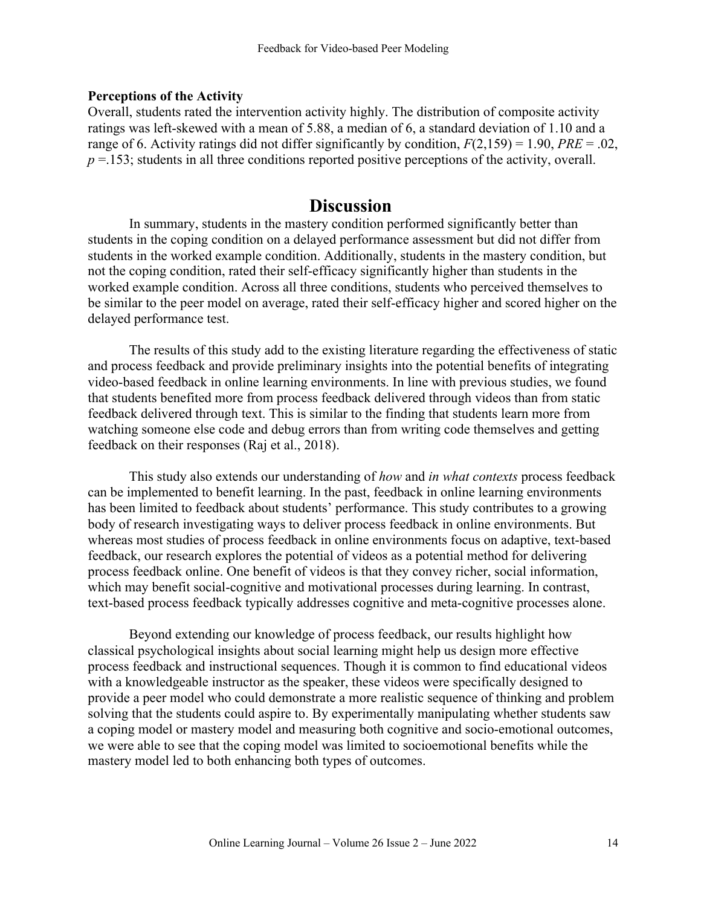### Perceptions of the Activity

Overall, students rated the intervention activity highly. The distribution of composite activity ratings was left-skewed with a mean of 5.88, a median of 6, a standard deviation of 1.10 and a range of 6. Activity ratings did not differ significantly by condition, $F(2,159) = 1.90$, $PRE = .02$, $p = .153$; students in all three conditions reported positive perceptions of the activity, overall.

# Discussion

In summary, students in the mastery condition performed significantly better than students in the coping condition on a delayed performance assessment but did not differ from students in the worked example condition. Additionally, students in the mastery condition, but not the coping condition, rated their self-efficacy significantly higher than students in the worked example condition. Across all three conditions, students who perceived themselves to be similar to the peer model on average, rated their self-efficacy higher and scored higher on the delayed performance test.

The results of this study add to the existing literature regarding the effectiveness of static and process feedback and provide preliminary insights into the potential benefits of integrating video-based feedback in online learning environments. In line with previous studies, we found that students benefited more from process feedback delivered through videos than from static feedback delivered through text. This is similar to the finding that students learn more from watching someone else code and debug errors than from writing code themselves and getting feedback on their responses (Raj et al., 2018).

This study also extends our understanding of *how* and *in what contexts* process feedback can be implemented to benefit learning. In the past, feedback in online learning environments has been limited to feedback about students' performance. This study contributes to a growing body of research investigating ways to deliver process feedback in online environments. But whereas most studies of process feedback in online environments focus on adaptive, text-based feedback, our research explores the potential of videos as a potential method for delivering process feedback online. One benefit of videos is that they convey richer, social information, which may benefit social-cognitive and motivational processes during learning. In contrast, text-based process feedback typically addresses cognitive and meta-cognitive processes alone.

Beyond extending our knowledge of process feedback, our results highlight how classical psychological insights about social learning might help us design more effective process feedback and instructional sequences. Though it is common to find educational videos with a knowledgeable instructor as the speaker, these videos were specifically designed to provide a peer model who could demonstrate a more realistic sequence of thinking and problem solving that the students could aspire to. By experimentally manipulating whether students saw a coping model or mastery model and measuring both cognitive and socio-emotional outcomes, we were able to see that the coping model was limited to socioemotional benefits while the mastery model led to both enhancing both types of outcomes.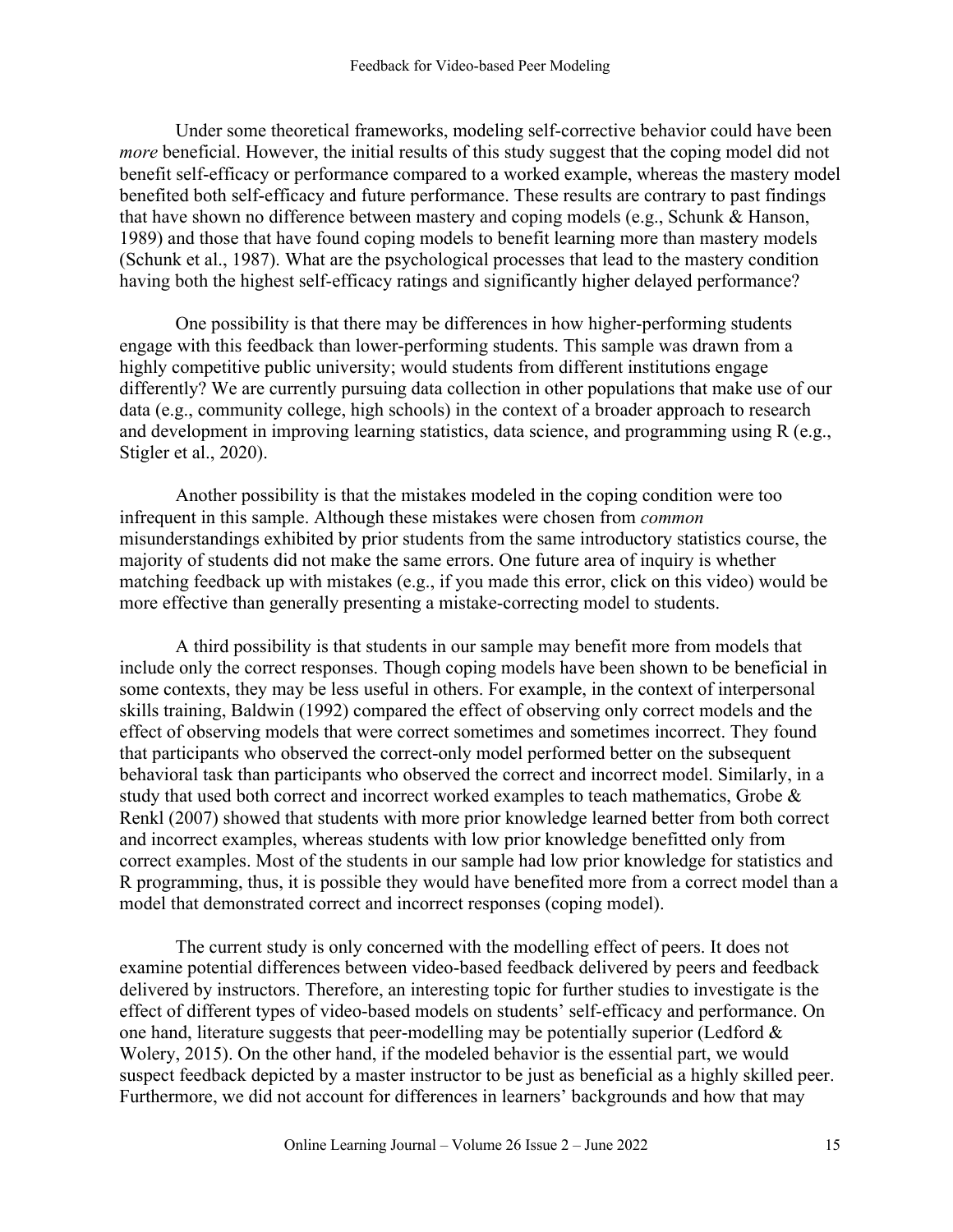Under some theoretical frameworks, modeling self-corrective behavior could have been *more* beneficial. However, the initial results of this study suggest that the coping model did not benefit self-efficacy or performance compared to a worked example, whereas the mastery model benefited both self-efficacy and future performance. These results are contrary to past findings that have shown no difference between mastery and coping models (e.g., Schunk & Hanson, 1989) and those that have found coping models to benefit learning more than mastery models (Schunk et al., 1987). What are the psychological processes that lead to the mastery condition having both the highest self-efficacy ratings and significantly higher delayed performance?

One possibility is that there may be differences in how higher-performing students engage with this feedback than lower-performing students. This sample was drawn from a highly competitive public university; would students from different institutions engage differently? We are currently pursuing data collection in other populations that make use of our data (e.g., community college, high schools) in the context of a broader approach to research and development in improving learning statistics, data science, and programming using R (e.g., Stigler et al., 2020).

Another possibility is that the mistakes modeled in the coping condition were too infrequent in this sample. Although these mistakes were chosen from *common* misunderstandings exhibited by prior students from the same introductory statistics course, the majority of students did not make the same errors. One future area of inquiry is whether matching feedback up with mistakes (e.g., if you made this error, click on this video) would be more effective than generally presenting a mistake-correcting model to students.

A third possibility is that students in our sample may benefit more from models that include only the correct responses. Though coping models have been shown to be beneficial in some contexts, they may be less useful in others. For example, in the context of interpersonal skills training, Baldwin (1992) compared the effect of observing only correct models and the effect of observing models that were correct sometimes and sometimes incorrect. They found that participants who observed the correct-only model performed better on the subsequent behavioral task than participants who observed the correct and incorrect model. Similarly, in a study that used both correct and incorrect worked examples to teach mathematics, Grobe & Renkl (2007) showed that students with more prior knowledge learned better from both correct and incorrect examples, whereas students with low prior knowledge benefitted only from correct examples. Most of the students in our sample had low prior knowledge for statistics and R programming, thus, it is possible they would have benefited more from a correct model than a model that demonstrated correct and incorrect responses (coping model).

The current study is only concerned with the modelling effect of peers. It does not examine potential differences between video-based feedback delivered by peers and feedback delivered by instructors. Therefore, an interesting topic for further studies to investigate is the effect of different types of video-based models on students' self-efficacy and performance. On one hand, literature suggests that peer-modelling may be potentially superior (Ledford & Wolery, 2015). On the other hand, if the modeled behavior is the essential part, we would suspect feedback depicted by a master instructor to be just as beneficial as a highly skilled peer. Furthermore, we did not account for differences in learners' backgrounds and how that may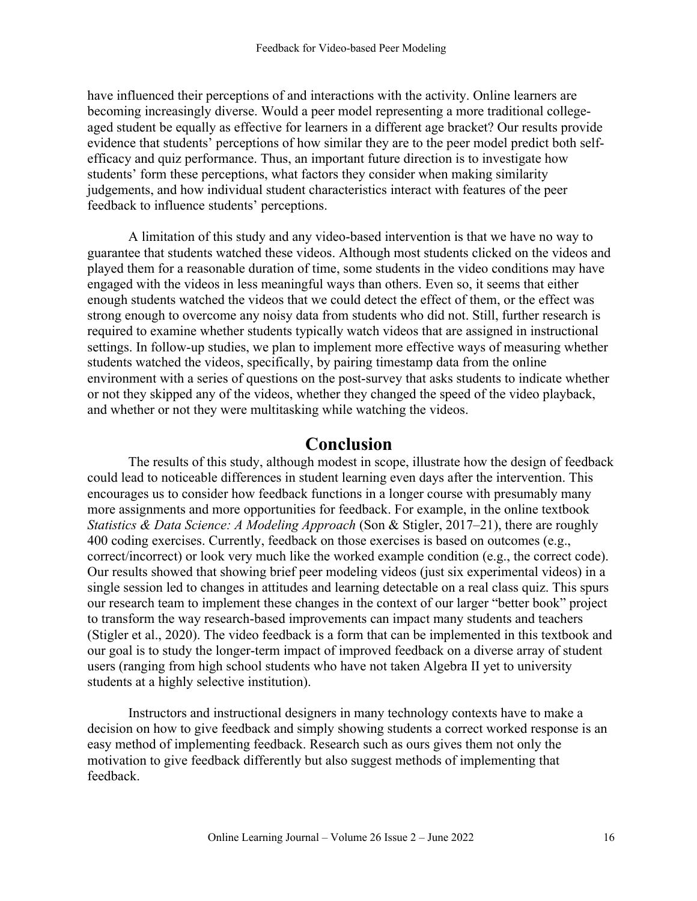have influenced their perceptions of and interactions with the activity. Online learners are becoming increasingly diverse. Would a peer model representing a more traditional college-aged student be equally as effective for learners in a different age bracket? Our results provide evidence that students' perceptions of how similar they are to the peer model predict both self-efficacy and quiz performance. Thus, an important future direction is to investigate how students' form these perceptions, what factors they consider when making similarity judgements, and how individual student characteristics interact with features of the peer feedback to influence students' perceptions.

A limitation of this study and any video-based intervention is that we have no way to guarantee that students watched these videos. Although most students clicked on the videos and played them for a reasonable duration of time, some students in the video conditions may have engaged with the videos in less meaningful ways than others. Even so, it seems that either enough students watched the videos that we could detect the effect of them, or the effect was strong enough to overcome any noisy data from students who did not. Still, further research is required to examine whether students typically watch videos that are assigned in instructional settings. In follow-up studies, we plan to implement more effective ways of measuring whether students watched the videos, specifically, by pairing timestamp data from the online environment with a series of questions on the post-survey that asks students to indicate whether or not they skipped any of the videos, whether they changed the speed of the video playback, and whether or not they were multitasking while watching the videos.

# Conclusion

The results of this study, although modest in scope, illustrate how the design of feedback could lead to noticeable differences in student learning even days after the intervention. This encourages us to consider how feedback functions in a longer course with presumably many more assignments and more opportunities for feedback. For example, in the online textbook *Statistics & Data Science: A Modeling Approach* (Son & Stigler, 2017–21), there are roughly 400 coding exercises. Currently, feedback on those exercises is based on outcomes (e.g., correct/incorrect) or look very much like the worked example condition (e.g., the correct code). Our results showed that showing brief peer modeling videos (just six experimental videos) in a single session led to changes in attitudes and learning detectable on a real class quiz. This spurs our research team to implement these changes in the context of our larger "better book" project to transform the way research-based improvements can impact many students and teachers (Stigler et al., 2020). The video feedback is a form that can be implemented in this textbook and our goal is to study the longer-term impact of improved feedback on a diverse array of student users (ranging from high school students who have not taken Algebra II yet to university students at a highly selective institution).

Instructors and instructional designers in many technology contexts have to make a decision on how to give feedback and simply showing students a correct worked response is an easy method of implementing feedback. Research such as ours gives them not only the motivation to give feedback differently but also suggest methods of implementing that feedback.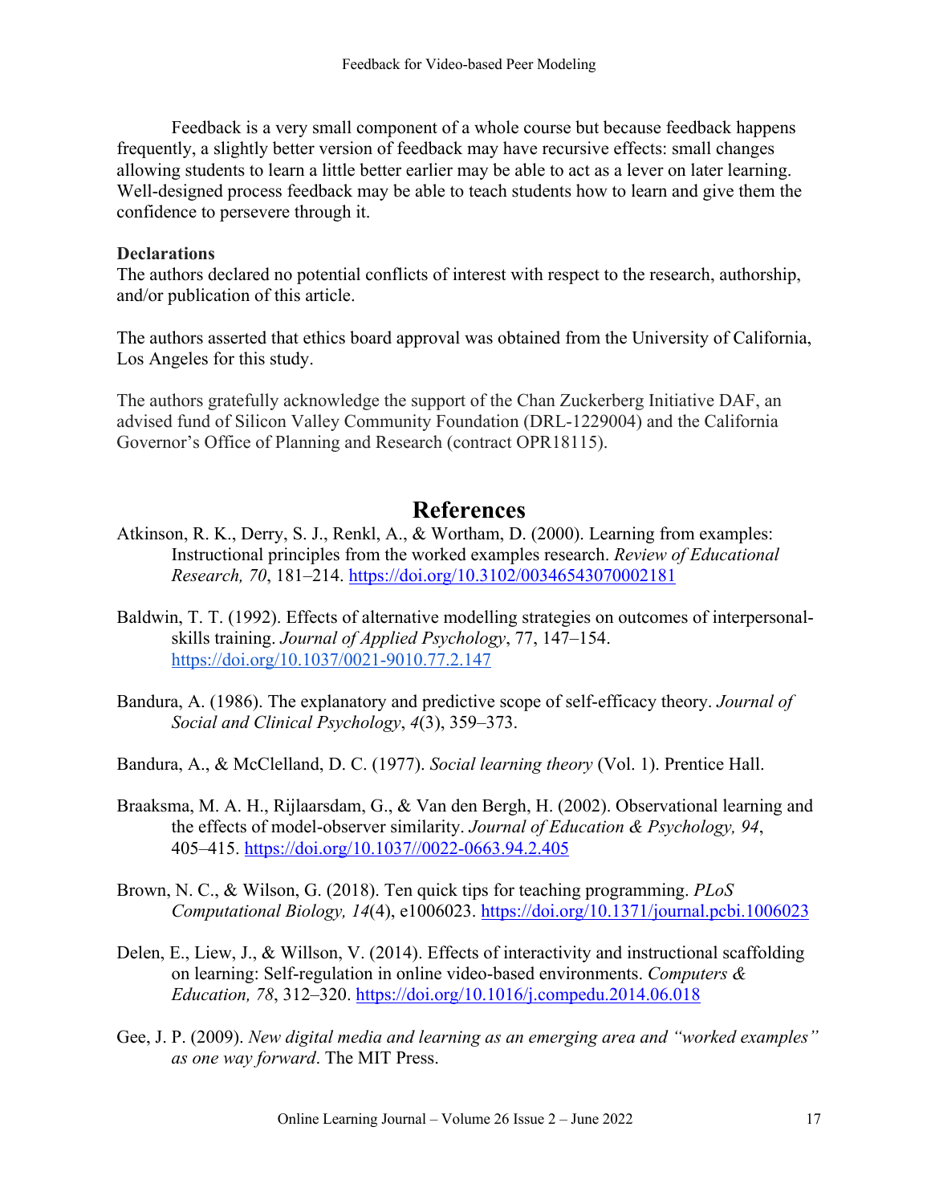Feedback is a very small component of a whole course but because feedback happens frequently, a slightly better version of feedback may have recursive effects: small changes allowing students to learn a little better earlier may be able to act as a lever on later learning. Well-designed process feedback may be able to teach students how to learn and give them the confidence to persevere through it.

**Declarations**

The authors declared no potential conflicts of interest with respect to the research, authorship, and/or publication of this article.

The authors asserted that ethics board approval was obtained from the University of California, Los Angeles for this study.

The authors gratefully acknowledge the support of the Chan Zuckerberg Initiative DAF, an advised fund of Silicon Valley Community Foundation (DRL-1229004) and the California Governor's Office of Planning and Research (contract OPR18115).

# References

Atkinson, R. K., Derry, S. J., Renkl, A., & Wortham, D. (2000). Learning from examples: Instructional principles from the worked examples research. *Review of Educational Research, 70*, 181–214. https://doi.org/10.3102/00346543070002181

Baldwin, T. T. (1992). Effects of alternative modelling strategies on outcomes of interpersonal-skills training. *Journal of Applied Psychology*, 77, 147–154. https://doi.org/10.1037/0021-9010.77.2.147

Bandura, A. (1986). The explanatory and predictive scope of self-efficacy theory. *Journal of Social and Clinical Psychology*, *4*(3), 359–373.

Bandura, A., & McClelland, D. C. (1977). *Social learning theory* (Vol. 1). Prentice Hall.

Braaksma, M. A. H., Rijlaarsdam, G., & Van den Bergh, H. (2002). Observational learning and the effects of model-observer similarity. *Journal of Education & Psychology, 94*, 405–415. https://doi.org/10.1037//0022-0663.94.2.405

Brown, N. C., & Wilson, G. (2018). Ten quick tips for teaching programming. *PLoS Computational Biology, 14*(4), e1006023. https://doi.org/10.1371/journal.pcbi.1006023

Delen, E., Liew, J., & Willson, V. (2014). Effects of interactivity and instructional scaffolding on learning: Self-regulation in online video-based environments. *Computers & Education, 78*, 312–320. https://doi.org/10.1016/j.compedu.2014.06.018

Gee, J. P. (2009). *New digital media and learning as an emerging area and "worked examples" as one way forward*. The MIT Press.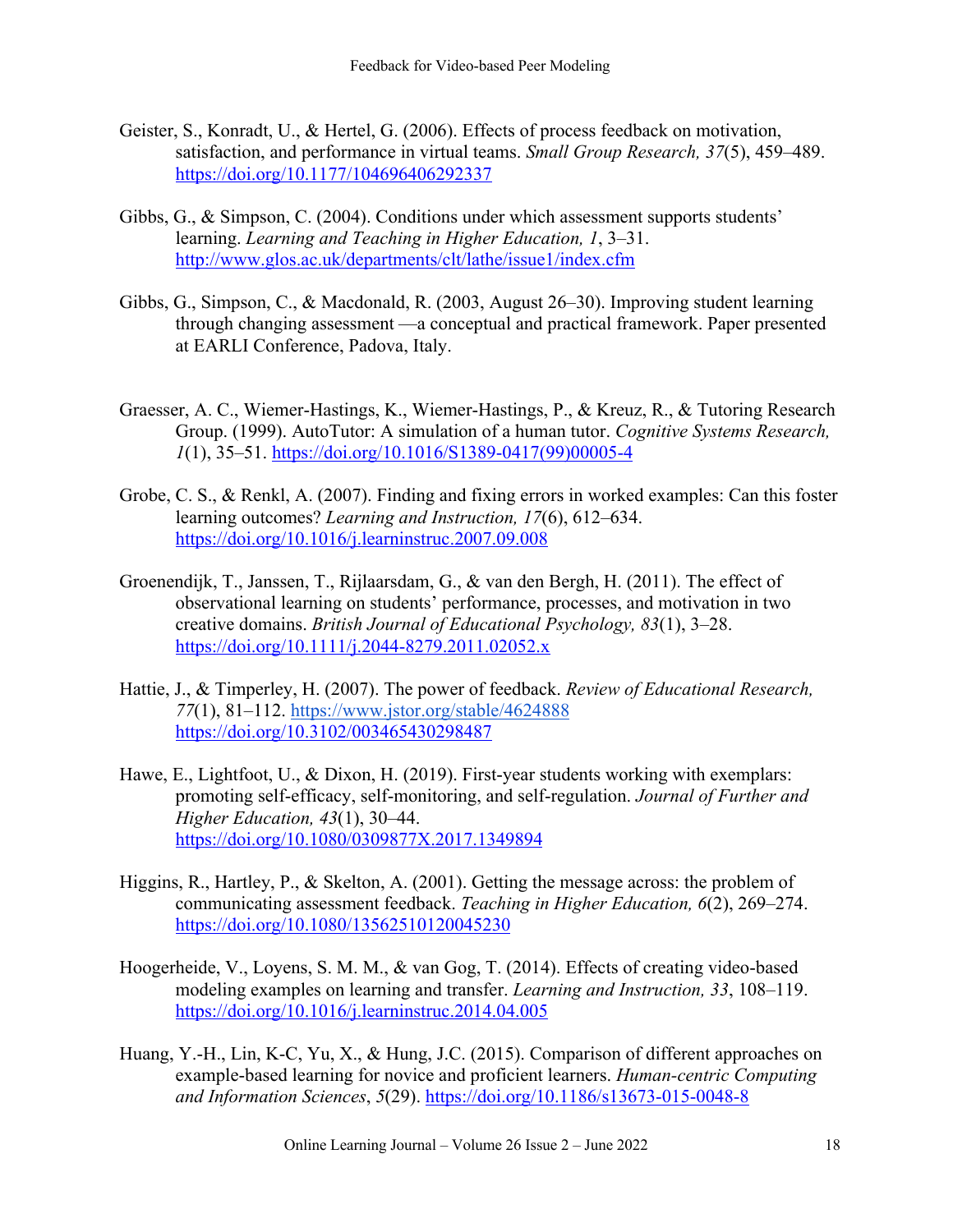Geister, S., Konradt, U., & Hertel, G. (2006). Effects of process feedback on motivation, satisfaction, and performance in virtual teams. *Small Group Research, 37*(5), 459–489. https://doi.org/10.1177/104696406292337

Gibbs, G., & Simpson, C. (2004). Conditions under which assessment supports students' learning. *Learning and Teaching in Higher Education, 1*, 3–31. http://www.glos.ac.uk/departments/clt/lathe/issue1/index.cfm

Gibbs, G., Simpson, C., & Macdonald, R. (2003, August 26–30). Improving student learning through changing assessment —a conceptual and practical framework. Paper presented at EARLI Conference, Padova, Italy.

Graesser, A. C., Wiemer-Hastings, K., Wiemer-Hastings, P., & Kreuz, R., & Tutoring Research Group. (1999). AutoTutor: A simulation of a human tutor. *Cognitive Systems Research, 1*(1), 35–51. https://doi.org/10.1016/S1389-0417(99)00005-4

Grobe, C. S., & Renkl, A. (2007). Finding and fixing errors in worked examples: Can this foster learning outcomes? *Learning and Instruction, 17*(6), 612–634. https://doi.org/10.1016/j.learninstruc.2007.09.008

Groenendijk, T., Janssen, T., Rijlaarsdam, G., & van den Bergh, H. (2011). The effect of observational learning on students' performance, processes, and motivation in two creative domains. *British Journal of Educational Psychology, 83*(1), 3–28. https://doi.org/10.1111/j.2044-8279.2011.02052.x

Hattie, J., & Timperley, H. (2007). The power of feedback. *Review of Educational Research, 77*(1), 81–112. https://www.jstor.org/stable/4624888 https://doi.org/10.3102/003465430298487

Hawe, E., Lightfoot, U., & Dixon, H. (2019). First-year students working with exemplars: promoting self-efficacy, self-monitoring, and self-regulation. *Journal of Further and Higher Education, 43*(1), 30–44. https://doi.org/10.1080/0309877X.2017.1349894

Higgins, R., Hartley, P., & Skelton, A. (2001). Getting the message across: the problem of communicating assessment feedback. *Teaching in Higher Education, 6*(2), 269–274. https://doi.org/10.1080/13562510120045230

Hoogerheide, V., Loyens, S. M. M., & van Gog, T. (2014). Effects of creating video-based modeling examples on learning and transfer. *Learning and Instruction, 33*, 108–119. https://doi.org/10.1016/j.learninstruc.2014.04.005

Huang, Y.-H., Lin, K-C, Yu, X., & Hung, J.C. (2015). Comparison of different approaches on example-based learning for novice and proficient learners. *Human-centric Computing and Information Sciences*, *5*(29). https://doi.org/10.1186/s13673-015-0048-8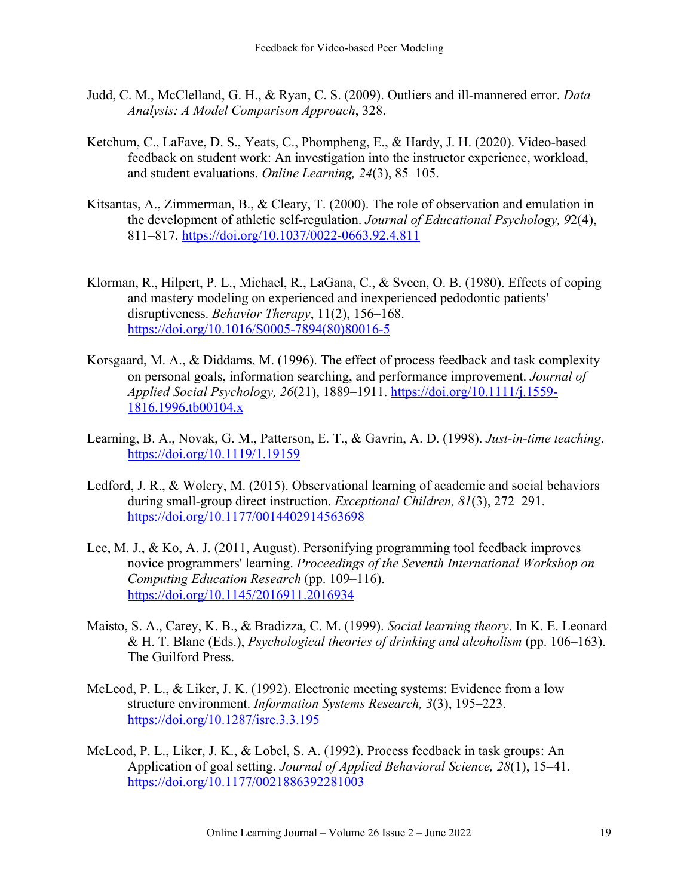Judd, C. M., McClelland, G. H., & Ryan, C. S. (2009). Outliers and ill-mannered error. *Data Analysis: A Model Comparison Approach*, 328.

Ketchum, C., LaFave, D. S., Yeats, C., Phompheng, E., & Hardy, J. H. (2020). Video-based feedback on student work: An investigation into the instructor experience, workload, and student evaluations. *Online Learning, 24*(3), 85–105.

Kitsantas, A., Zimmerman, B., & Cleary, T. (2000). The role of observation and emulation in the development of athletic self-regulation. *Journal of Educational Psychology, 9*2(4), 811–817. https://doi.org/10.1037/0022-0663.92.4.811

Klorman, R., Hilpert, P. L., Michael, R., LaGana, C., & Sveen, O. B. (1980). Effects of coping and mastery modeling on experienced and inexperienced pedodontic patients' disruptiveness. *Behavior Therapy*, 11(2), 156–168. https://doi.org/10.1016/S0005-7894(80)80016-5

Korsgaard, M. A., & Diddams, M. (1996). The effect of process feedback and task complexity on personal goals, information searching, and performance improvement. *Journal of Applied Social Psychology, 26*(21), 1889–1911. https://doi.org/10.1111/j.1559-1816.1996.tb00104.x

Learning, B. A., Novak, G. M., Patterson, E. T., & Gavrin, A. D. (1998). *Just-in-time teaching*. https://doi.org/10.1119/1.19159

Ledford, J. R., & Wolery, M. (2015). Observational learning of academic and social behaviors during small-group direct instruction. *Exceptional Children, 81*(3), 272–291. https://doi.org/10.1177/0014402914563698

Lee, M. J., & Ko, A. J. (2011, August). Personifying programming tool feedback improves novice programmers' learning. *Proceedings of the Seventh International Workshop on Computing Education Research* (pp. 109–116). https://doi.org/10.1145/2016911.2016934

Maisto, S. A., Carey, K. B., & Bradizza, C. M. (1999). *Social learning theory*. In K. E. Leonard & H. T. Blane (Eds.), *Psychological theories of drinking and alcoholism* (pp. 106–163). The Guilford Press.

McLeod, P. L., & Liker, J. K. (1992). Electronic meeting systems: Evidence from a low structure environment. *Information Systems Research, 3*(3), 195–223. https://doi.org/10.1287/isre.3.3.195

McLeod, P. L., Liker, J. K., & Lobel, S. A. (1992). Process feedback in task groups: An Application of goal setting. *Journal of Applied Behavioral Science, 28*(1), 15–41. https://doi.org/10.1177/0021886392281003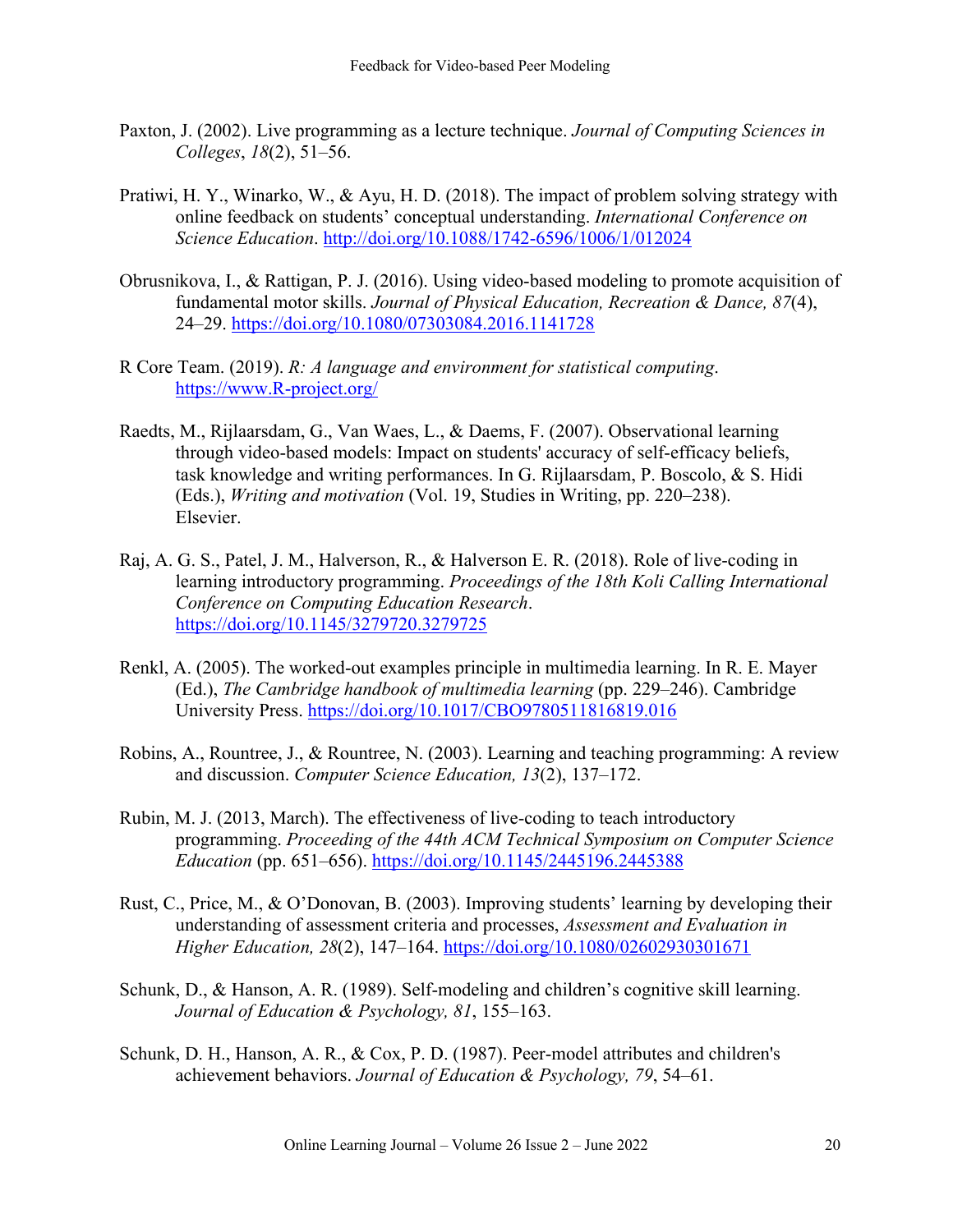Paxton, J. (2002). Live programming as a lecture technique. *Journal of Computing Sciences in Colleges*, *18*(2), 51–56.

Pratiwi, H. Y., Winarko, W., & Ayu, H. D. (2018). The impact of problem solving strategy with online feedback on students' conceptual understanding. *International Conference on Science Education*. http://doi.org/10.1088/1742-6596/1006/1/012024

Obrusnikova, I., & Rattigan, P. J. (2016). Using video-based modeling to promote acquisition of fundamental motor skills. *Journal of Physical Education, Recreation & Dance, 87*(4), 24–29. https://doi.org/10.1080/07303084.2016.1141728

R Core Team. (2019). *R: A language and environment for statistical computing*. https://www.R-project.org/

Raedts, M., Rijlaarsdam, G., Van Waes, L., & Daems, F. (2007). Observational learning through video-based models: Impact on students' accuracy of self-efficacy beliefs, task knowledge and writing performances. In G. Rijlaarsdam, P. Boscolo, & S. Hidi (Eds.), *Writing and motivation* (Vol. 19, Studies in Writing, pp. 220–238). Elsevier.

Raj, A. G. S., Patel, J. M., Halverson, R., & Halverson E. R. (2018). Role of live-coding in learning introductory programming. *Proceedings of the 18th Koli Calling International Conference on Computing Education Research*. https://doi.org/10.1145/3279720.3279725

Renkl, A. (2005). The worked-out examples principle in multimedia learning. In R. E. Mayer (Ed.), *The Cambridge handbook of multimedia learning* (pp. 229–246). Cambridge University Press. https://doi.org/10.1017/CBO9780511816819.016

Robins, A., Rountree, J., & Rountree, N. (2003). Learning and teaching programming: A review and discussion. *Computer Science Education, 13*(2), 137–172.

Rubin, M. J. (2013, March). The effectiveness of live-coding to teach introductory programming. *Proceeding of the 44th ACM Technical Symposium on Computer Science Education* (pp. 651–656). https://doi.org/10.1145/2445196.2445388

Rust, C., Price, M., & O'Donovan, B. (2003). Improving students' learning by developing their understanding of assessment criteria and processes, *Assessment and Evaluation in Higher Education, 28*(2), 147–164. https://doi.org/10.1080/02602930301671

Schunk, D., & Hanson, A. R. (1989). Self-modeling and children's cognitive skill learning. *Journal of Education & Psychology, 81*, 155–163.

Schunk, D. H., Hanson, A. R., & Cox, P. D. (1987). Peer-model attributes and children's achievement behaviors. *Journal of Education & Psychology, 79*, 54–61.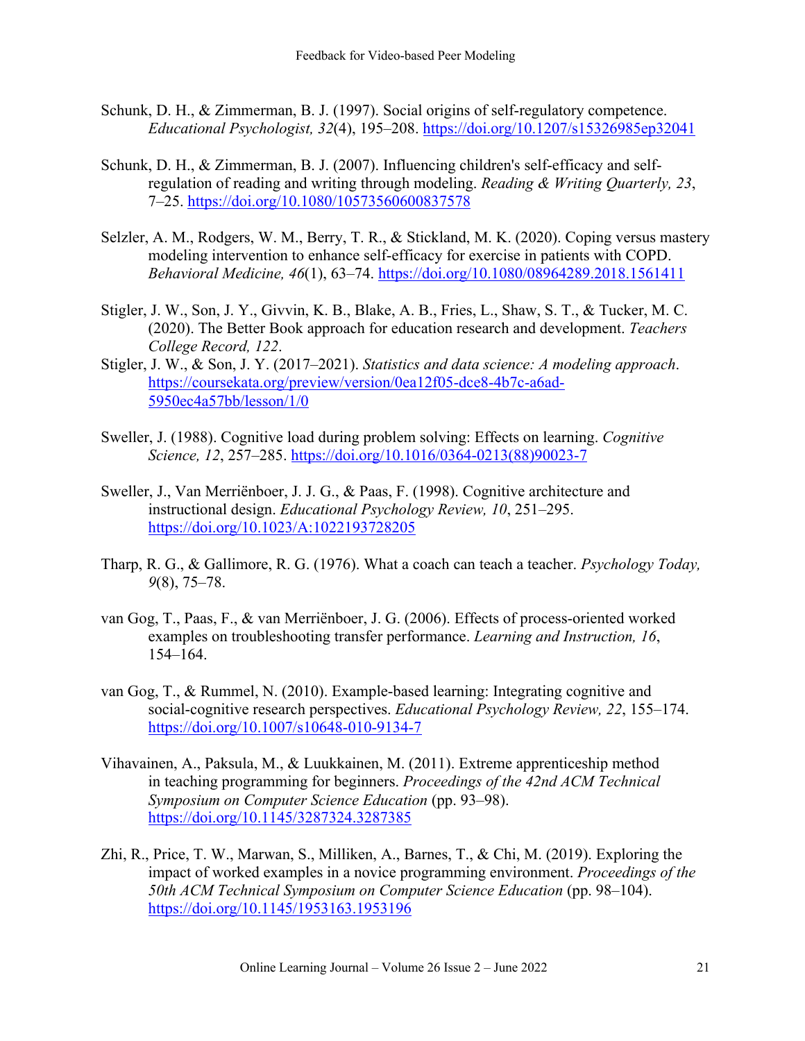Schunk, D. H., & Zimmerman, B. J. (1997). Social origins of self-regulatory competence. *Educational Psychologist, 32*(4), 195–208. https://doi.org/10.1207/s15326985ep32041

Schunk, D. H., & Zimmerman, B. J. (2007). Influencing children's self-efficacy and self-regulation of reading and writing through modeling. *Reading & Writing Quarterly, 23*, 7–25. https://doi.org/10.1080/10573560600837578

Selzler, A. M., Rodgers, W. M., Berry, T. R., & Stickland, M. K. (2020). Coping versus mastery modeling intervention to enhance self-efficacy for exercise in patients with COPD. *Behavioral Medicine, 46*(1), 63–74. https://doi.org/10.1080/08964289.2018.1561411

Stigler, J. W., Son, J. Y., Givvin, K. B., Blake, A. B., Fries, L., Shaw, S. T., & Tucker, M. C. (2020). The Better Book approach for education research and development. *Teachers College Record, 122*.

Stigler, J. W., & Son, J. Y. (2017–2021). *Statistics and data science: A modeling approach*. https://coursekata.org/preview/version/0ea12f05-dce8-4b7c-a6ad-5950ec4a57bb/lesson/1/0

Sweller, J. (1988). Cognitive load during problem solving: Effects on learning. *Cognitive Science, 12*, 257–285. https://doi.org/10.1016/0364-0213(88)90023-7

Sweller, J., Van Merriënboer, J. J. G., & Paas, F. (1998). Cognitive architecture and instructional design. *Educational Psychology Review, 10*, 251–295. https://doi.org/10.1023/A:1022193728205

Tharp, R. G., & Gallimore, R. G. (1976). What a coach can teach a teacher. *Psychology Today, 9*(8), 75–78.

van Gog, T., Paas, F., & van Merriënboer, J. G. (2006). Effects of process-oriented worked examples on troubleshooting transfer performance. *Learning and Instruction, 16*, 154–164.

van Gog, T., & Rummel, N. (2010). Example-based learning: Integrating cognitive and social-cognitive research perspectives. *Educational Psychology Review, 22*, 155–174. https://doi.org/10.1007/s10648-010-9134-7

Vihavainen, A., Paksula, M., & Luukkainen, M. (2011). Extreme apprenticeship method in teaching programming for beginners. *Proceedings of the 42nd ACM Technical Symposium on Computer Science Education* (pp. 93–98). https://doi.org/10.1145/3287324.3287385

Zhi, R., Price, T. W., Marwan, S., Milliken, A., Barnes, T., & Chi, M. (2019). Exploring the impact of worked examples in a novice programming environment. *Proceedings of the 50th ACM Technical Symposium on Computer Science Education* (pp. 98–104). https://doi.org/10.1145/1953163.1953196